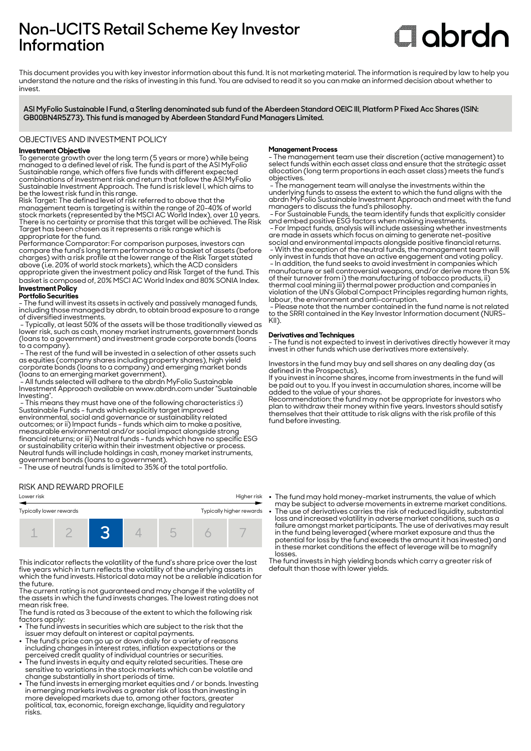# Non-UCITS Retail Scheme Key Investor Information

abrdn

This document provides you with key investor information about this fund. It is not marketing material. The information is required by law to help you understand the nature and the risks of investing in this fund. You are advised to read it so you can make an informed decision about whether to invest.

**ASI MyFolio Sustainable I Fund, a Sterling denominated sub fund of the Aberdeen Standard OEIC III, Platform P Fixed Acc Shares (ISIN: GB00BN4R5Z73). This fund is managed by Aberdeen Standard Fund Managers Limited.**

## OBJECTIVES AND INVESTMENT POLICY

**Investment Objective**

To generate growth over the long term (5 years or more) while being managed to a defined level of risk. The fund is part of the ASI MyFolio Sustainable range, which offers five funds with different expected combinations of investment risk and return that follow the ASI MyFolio Sustainable Investment Approach. The fund is risk level I, which aims to be the lowest risk fund in this range.

Risk Target: The defined level of risk referred to above that the management team is targeting is within the range of 20-40% of world stock markets (represented by the MSCI AC World Index), over 10 years. There is no certainty or promise that this target will be achieved. The Risk Target has been chosen as it represents a risk range which is appropriate for the fund.

Performance Comparator: For comparison purposes, investors can compare the fund's long term performance to a basket of assets (before charges) with a risk profile at the lower range of the Risk Target stated above (i.e. 20% of world stock markets), which the ACD considers appropriate given the investment policy and Risk Target of the fund. This basket is composed of, 20% MSCI AC World Index and 80% SONIA Index.

**Investment Policy**

**Portfolio Securities**

- The fund will invest its assets in actively and passively managed funds, including those managed by abrdn, to obtain broad exposure to a range of diversified investments.
- Typically, at least 50% of the assets will be those traditionally viewed as lower risk, such as cash, money market instruments, government bonds (loans to a government) and investment grade corporate bonds (loans to a company).
- The rest of the fund will be invested in a selection of other assets such as equities (company shares including property shares), high yield corporate bonds (loans to a company) and emerging market bonds (loans to an emerging market government).
- All funds selected will adhere to the abrdn MyFolio Sustainable Investment Approach available on www.abrdn.com under "Sustainable Investing".
- This means they must have one of the following characteristics :i) Sustainable Funds - funds which explicitly target improved environmental, social and governance or sustainability related outcomes; or ii) Impact funds - funds which aim to make a positive, measurable environmental and/or social impact alongside strong financial returns; or iii) Neutral funds - funds which have no specific ESG or sustainability criteria within their investment objective or process. Neutral funds will include holdings in cash, money market instruments, government bonds (loans to a government).
- The use of neutral funds is limited to 35% of the total portfolio.

**Management Process**

- The management team use their discretion (active management) to select funds within each asset class and ensure that the strategic asset allocation (long term proportions in each asset class) meets the fund's objectives.
- The management team will analyse the investments within the underlying funds to assess the extent to which the fund aligns with the abrdn MyFolio Sustainable Investment Approach and meet with the fund managers to discuss the fund's philosophy.
- For Sustainable Funds, the team identify funds that explicitly consider and embed positive ESG factors when making investments.
- For Impact funds, analysis will include assessing whether investments are made in assets which focus on aiming to generate net-positive social and environmental impacts alongside positive financial returns.
- With the exception of the neutral funds, the management team will only invest in funds that have an active engagement and voting policy.
- In addition, the fund seeks to avoid investment in companies which manufacture or sell controversial weapons, and/or derive more than 5% of their turnover from i) the manufacturing of tobacco products, ii) thermal coal mining iii) thermal power production and companies in violation of the UN's Global Compact Principles regarding human rights, labour, the environment and anti-corruption.
- Please note that the number contained in the fund name is not related to the SRRI contained in the Key Investor Information document (NURS-KII).

**Derivatives and Techniques**

- The fund is not expected to invest in derivatives directly however it may invest in other funds which use derivatives more extensively.

Investors in the fund may buy and sell shares on any dealing day (as defined in the Prospectus).

If you invest in income shares, income from investments in the fund will be paid out to you. If you invest in accumulation shares, income will be added to the value of your shares.

Recommendation: the fund may not be appropriate for investors who plan to withdraw their money within five years. Investors should satisfy themselves that their attitude to risk aligns with the risk profile of this fund before investing.

## RISK AND REWARD PROFILE

| Lower risk | | | | | | Higher risk |
|---|---|---|---|---|---|---|
| Typically lower rewards | | | | | | Typically higher rewards |
| 1 | 2 | **3** | 4 | 5 | 6 | 7 |

This indicator reflects the volatility of the fund's share price over the last five years which in turn reflects the volatility of the underlying assets in which the fund invests. Historical data may not be a reliable indication for the future.

The current rating is not guaranteed and may change if the volatility of the assets in which the fund invests changes. The lowest rating does not mean risk free.

The fund is rated as 3 because of the extent to which the following risk factors apply:

- The fund invests in securities which are subject to the risk that the issuer may default on interest or capital payments.
- The fund's price can go up or down daily for a variety of reasons including changes in interest rates, inflation expectations or the perceived credit quality of individual countries or securities.
- The fund invests in equity and equity related securities. These are sensitive to variations in the stock markets which can be volatile and change substantially in short periods of time.
- The fund invests in emerging market equities and / or bonds. Investing in emerging markets involves a greater risk of loss than investing in more developed markets due to, among other factors, greater political, tax, economic, foreign exchange, liquidity and regulatory risks.
- The fund may hold money-market instruments, the value of which may be subject to adverse movements in extreme market conditions.
- The use of derivatives carries the risk of reduced liquidity, substantial loss and increased volatility in adverse market conditions, such as a failure amongst market participants. The use of derivatives may result in the fund being leveraged (where market exposure and thus the potential for loss by the fund exceeds the amount it has invested) and in these market conditions the effect of leverage will be to magnify losses.

The fund invests in high yielding bonds which carry a greater risk of default than those with lower yields.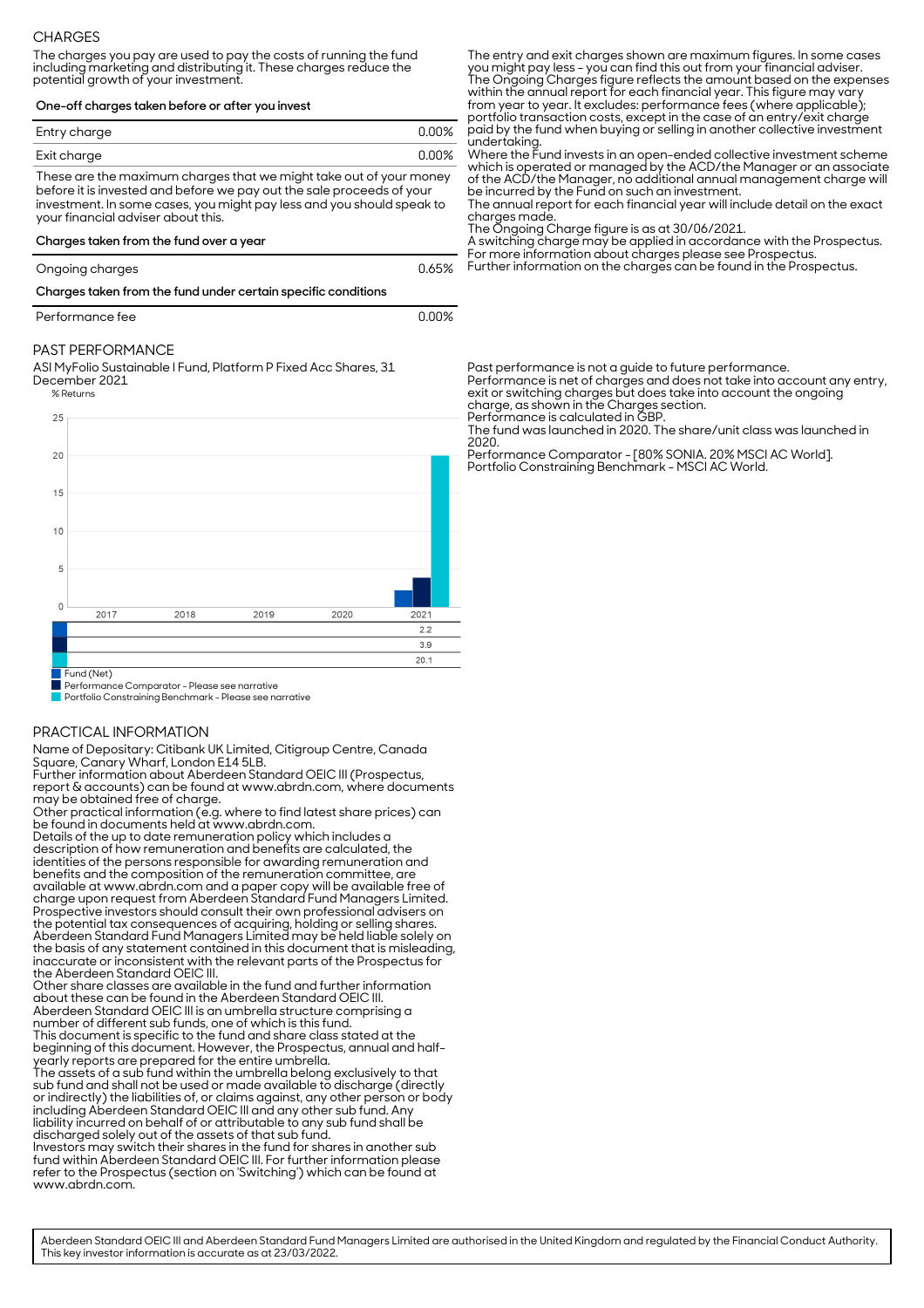## CHARGES

The charges you pay are used to pay the costs of running the fund including marketing and distributing it. These charges reduce the potential growth of your investment.

**One-off charges taken before or after you invest**

| | |
|---|---|
| Entry charge | 0.00% |
| Exit charge | 0.00% |

These are the maximum charges that we might take out of your money before it is invested and before we pay out the sale proceeds of your investment. In some cases, you might pay less and you should speak to your financial adviser about this.

**Charges taken from the fund over a year**

| | |
|---|---|
| Ongoing charges | 0.65% |

**Charges taken from the fund under certain specific conditions**

| | |
|---|---|
| Performance fee | 0.00% |

The entry and exit charges shown are maximum figures. In some cases you might pay less - you can find this out from your financial adviser.
The Ongoing Charges figure reflects the amount based on the expenses within the annual report for each financial year. This figure may vary from year to year. It excludes: performance fees (where applicable); portfolio transaction costs, except in the case of an entry/exit charge paid by the fund when buying or selling in another collective investment undertaking.
Where the Fund invests in an open-ended collective investment scheme which is operated or managed by the ACD/the Manager or an associate of the ACD/the Manager, no additional annual management charge will be incurred by the Fund on such an investment.
The annual report for each financial year will include detail on the exact charges made.
The Ongoing Charge figure is as at 30/06/2021.
A switching charge may be applied in accordance with the Prospectus. For more information about charges please see Prospectus.
Further information on the charges can be found in the Prospectus.

## PAST PERFORMANCE

ASI MyFolio Sustainable I Fund, Platform P Fixed Acc Shares, 31 December 2021

% Returns

25
20
15
10
5
0

2017 2018 2019 2020 2021

2.2
3.9
20.1

Fund (Net)
Performance Comparator - Please see narrative
Portfolio Constraining Benchmark - Please see narrative

Past performance is not a guide to future performance.
Performance is net of charges and does not take into account any entry, exit or switching charges but does take into account the ongoing charge, as shown in the Charges section.
Performance is calculated in GBP.
The fund was launched in 2020. The share/unit class was launched in 2020.
Performance Comparator - [80% SONIA. 20% MSCI AC World].
Portfolio Constraining Benchmark - MSCI AC World.

## PRACTICAL INFORMATION

Name of Depositary: Citibank UK Limited, Citigroup Centre, Canada Square, Canary Wharf, London E14 5LB.
Further information about Aberdeen Standard OEIC III (Prospectus, report & accounts) can be found at www.abrdn.com, where documents may be obtained free of charge.
Other practical information (e.g. where to find latest share prices) can be found in documents held at www.abrdn.com.
Details of the up to date remuneration policy which includes a description of how remuneration and benefits are calculated, the identities of the persons responsible for awarding remuneration and benefits and the composition of the remuneration committee, are available at www.abrdn.com and a paper copy will be available free of charge upon request from Aberdeen Standard Fund Managers Limited.
Prospective investors should consult their own professional advisers on the potential tax consequences of acquiring, holding or selling shares.
Aberdeen Standard Fund Managers Limited may be held liable solely on the basis of any statement contained in this document that is misleading, inaccurate or inconsistent with the relevant parts of the Prospectus for the Aberdeen Standard OEIC III.
Other share classes are available in the fund and further information about these can be found in the Aberdeen Standard OEIC III.
Aberdeen Standard OEIC III is an umbrella structure comprising a number of different sub funds, one of which is this fund.
This document is specific to the fund and share class stated at the beginning of this document. However, the Prospectus, annual and half-yearly reports are prepared for the entire umbrella.
The assets of a sub fund within the umbrella belong exclusively to that sub fund and shall not be used or made available to discharge (directly or indirectly) the liabilities of, or claims against, any other person or body including Aberdeen Standard OEIC III and any other sub fund. Any liability incurred on behalf of or attributable to any sub fund shall be discharged solely out of the assets of that sub fund.
Investors may switch their shares in the fund for shares in another sub fund within Aberdeen Standard OEIC III. For further information please refer to the Prospectus (section on 'Switching') which can be found at www.abrdn.com.

Aberdeen Standard OEIC III and Aberdeen Standard Fund Managers Limited are authorised in the United Kingdom and regulated by the Financial Conduct Authority. This key investor information is accurate as at 23/03/2022.